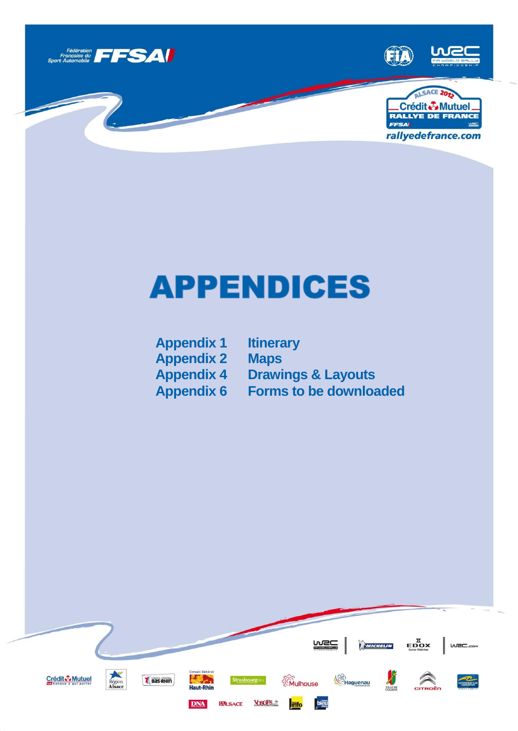# APPENDICES

| | |
|---|---|
| Appendix 1 | Itinerary |
| Appendix 2 | Maps |
| Appendix 4 | Drawings & Layouts |
| Appendix 6 | Forms to be downloaded |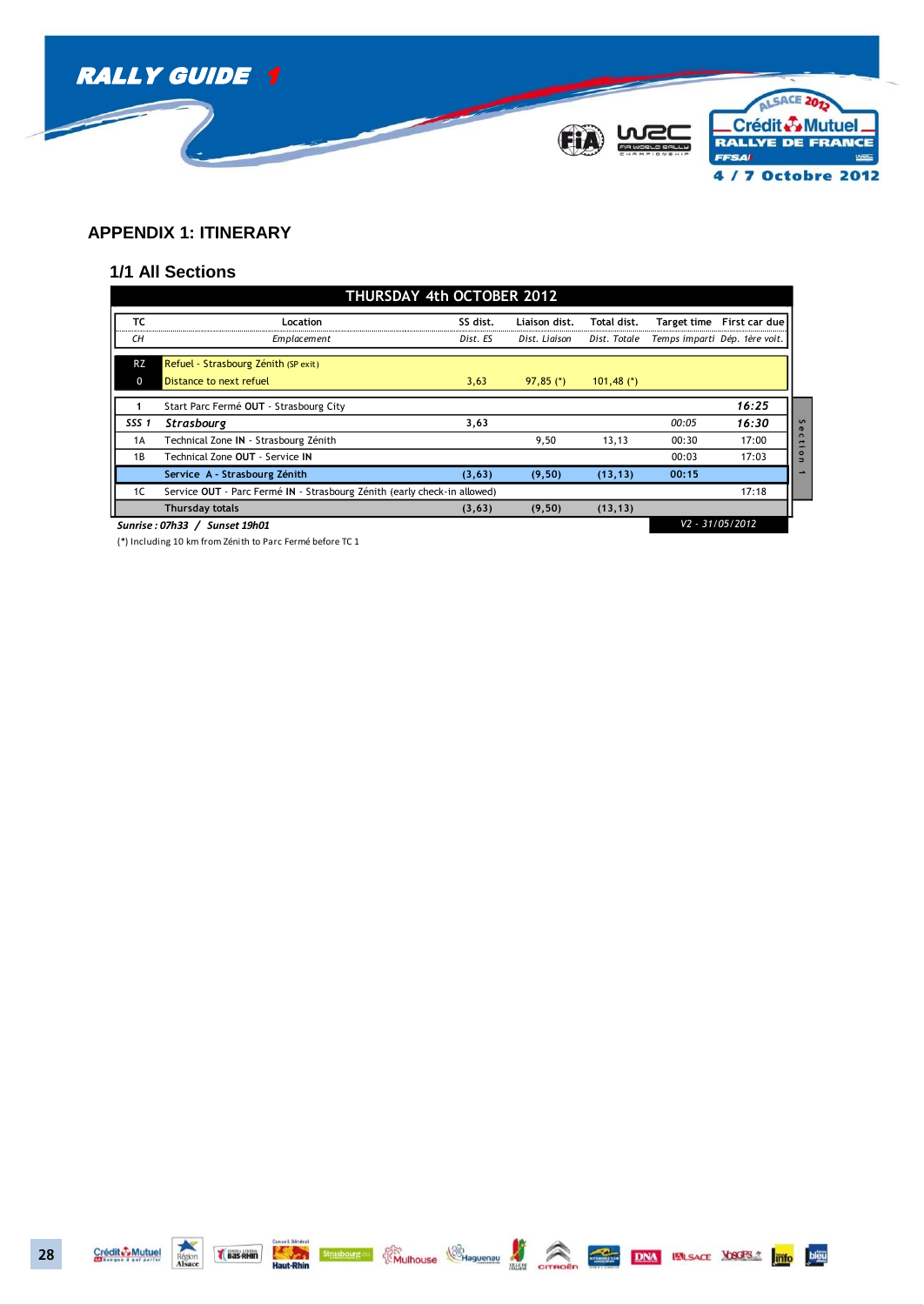## APPENDIX 1: ITINERARY

### 1/1 All Sections

| THURSDAY 4th OCTOBER 2012 | | | | | | | |
|---|---|---|---|---|---|---|---|
| TC | Location | SS dist. | Liaison dist. | Total dist. | Target time | First car due | |
| *CH* | *Emplacement* | *Dist. ES* | *Dist. Liaison* | *Dist. Totale* | *Temps imparti* | *Dép. 1ère voit.* | |
| RZ | Refuel - Strasbourg Zénith (SP exit) | | | | | | |
| 0 | Distance to next refuel | 3,63 | 97,85 (*) | 101,48 (*) | | | |
| 1 | Start Parc Fermé **OUT** - Strasbourg City | | | | | ***16:25*** | Section 1 |
| ***SSS 1*** | ***Strasbourg*** | **3,63** | | | *00:05* | ***16:30*** | |
| 1A | Technical Zone **IN** - Strasbourg Zénith | | 9,50 | 13,13 | 00:30 | 17:00 | |
| 1B | Technical Zone **OUT** - Service **IN** | | | | 00:03 | 17:03 | |
| | **Service A - Strasbourg Zénith** | **(3,63)** | **(9,50)** | **(13,13)** | **00:15** | | |
| 1C | Service **OUT** - Parc Fermé **IN** - Strasbourg Zénith (early check-in allowed) | | | | | 17:18 | |
| | Thursday totals | (3,63) | (9,50) | (13,13) | | | |

***Sunrise : 07h33 / Sunset 19h01*** — *V2 - 31/05/2012*

(*) Including 10 km from Zénith to Parc Fermé before TC 1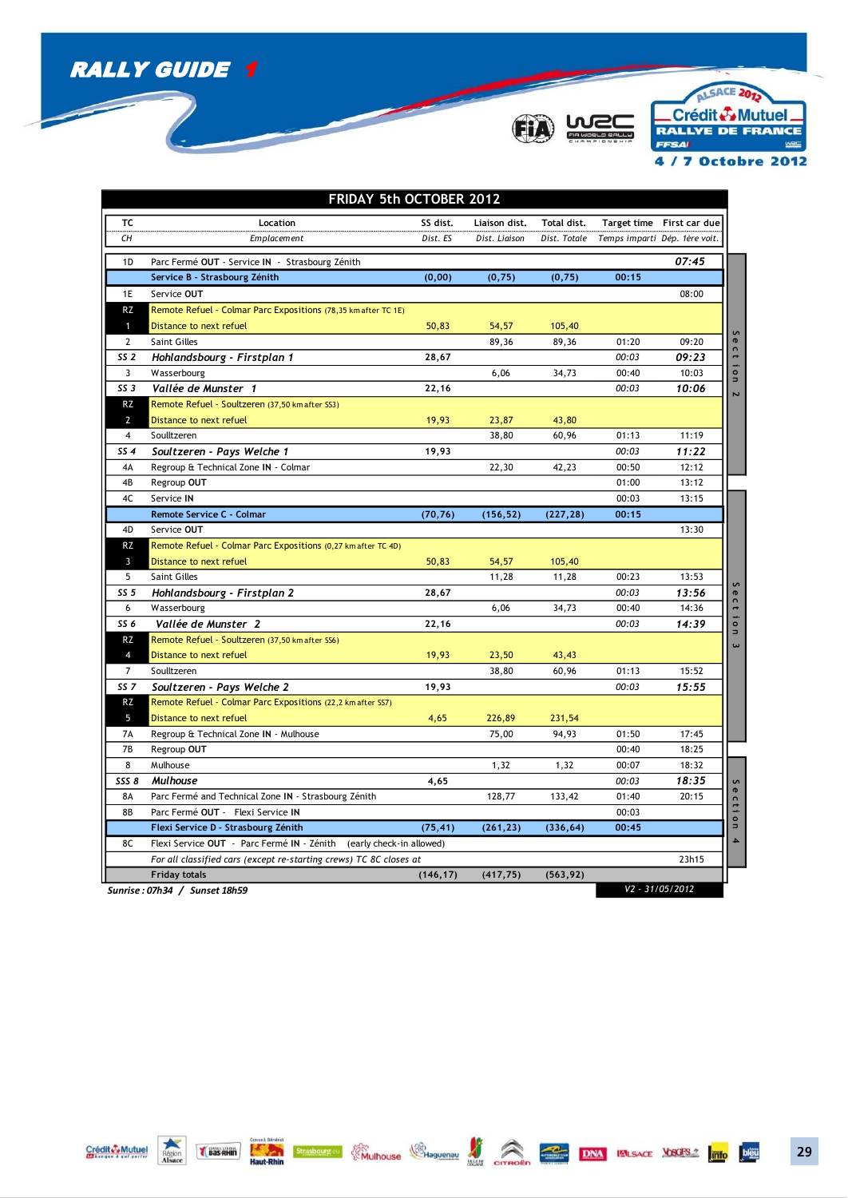# RALLY GUIDE 1

Crédit Mutuel RALLYE DE FRANCE – ALSACE 2012 – 4 / 7 Octobre 2012

## FRIDAY 5th OCTOBER 2012

| TC<br>*CH* | Location<br>*Emplacement* | SS dist.<br>*Dist. ES* | Liaison dist.<br>*Dist. Liaison* | Total dist.<br>*Dist. Totale* | Target time<br>*Temps imparti* | First car due<br>*Dép. 1ère voit.* | |
|---|---|---|---|---|---|---|---|
| 1D | Parc Fermé **OUT** - Service **IN** - Strasbourg Zénith | | | | | ***07:45*** | |
| | **Service B - Strasbourg Zénith** | **(0,00)** | **(0,75)** | **(0,75)** | **00:15** | | |
| 1E | Service **OUT** | | | | | 08:00 | Section 2 |
| RZ | Remote Refuel - Colmar Parc Expositions (78,35 km after TC 1E) | | | | | | |
| 1 | Distance to next refuel | 50,83 | 54,57 | 105,40 | | | |
| 2 | Saint Gilles | | 89,36 | 89,36 | 01:20 | 09:20 | |
| **SS 2** | ***Hohlandsbourg - Firstplan 1*** | **28,67** | | | *00:03* | ***09:23*** | |
| 3 | Wasserbourg | | 6,06 | 34,73 | 00:40 | 10:03 | |
| **SS 3** | ***Vallée de Munster 1*** | **22,16** | | | *00:03* | ***10:06*** | |
| RZ | Remote Refuel - Soultzeren (37,50 km after SS3) | | | | | | |
| 2 | Distance to next refuel | 19,93 | 23,87 | 43,80 | | | |
| 4 | Soulltzeren | | 38,80 | 60,96 | 01:13 | 11:19 | |
| **SS 4** | ***Soultzeren - Pays Welche 1*** | **19,93** | | | *00:03* | ***11:22*** | |
| 4A | Regroup & Technical Zone **IN** - Colmar | | 22,30 | 42,23 | 00:50 | 12:12 | |
| 4B | Regroup **OUT** | | | | 01:00 | 13:12 | |
| 4C | Service **IN** | | | | 00:03 | 13:15 | |
| | **Remote Service C - Colmar** | **(70,76)** | **(156,52)** | **(227,28)** | **00:15** | | |
| 4D | Service **OUT** | | | | | 13:30 | Section 3 |
| RZ | Remote Refuel - Colmar Parc Expositions (0,27 km after TC 4D) | | | | | | |
| 3 | Distance to next refuel | 50,83 | 54,57 | 105,40 | | | |
| 5 | Saint Gilles | | 11,28 | 11,28 | 00:23 | 13:53 | |
| **SS 5** | ***Hohlandsbourg - Firstplan 2*** | **28,67** | | | *00:03* | ***13:56*** | |
| 6 | Wasserbourg | | 6,06 | 34,73 | 00:40 | 14:36 | |
| **SS 6** | ***Vallée de Munster 2*** | **22,16** | | | *00:03* | ***14:39*** | |
| RZ | Remote Refuel - Soultzeren (37,50 km after SS6) | | | | | | |
| 4 | Distance to next refuel | 19,93 | 23,50 | 43,43 | | | |
| 7 | Soulltzeren | | 38,80 | 60,96 | 01:13 | 15:52 | |
| **SS 7** | ***Soultzeren - Pays Welche 2*** | **19,93** | | | *00:03* | ***15:55*** | |
| RZ | Remote Refuel - Colmar Parc Expositions (22,2 km after SS7) | | | | | | |
| 5 | Distance to next refuel | 4,65 | 226,89 | 231,54 | | | |
| 7A | Regroup & Technical Zone **IN** - Mulhouse | | 75,00 | 94,93 | 01:50 | 17:45 | |
| 7B | Regroup **OUT** | | | | 00:40 | 18:25 | |
| 8 | Mulhouse | | 1,32 | 1,32 | 00:07 | 18:32 | Section 4 |
| **SSS 8** | ***Mulhouse*** | **4,65** | | | *00:03* | ***18:35*** | |
| 8A | Parc Fermé and Technical Zone **IN** - Strasbourg Zénith | | 128,77 | 133,42 | 01:40 | 20:15 | |
| 8B | Parc Fermé **OUT** - Flexi Service **IN** | | | | 00:03 | | |
| | **Flexi Service D - Strasbourg Zénith** | **(75,41)** | **(261,23)** | **(336,64)** | **00:45** | | |
| 8C | Flexi Service **OUT** - Parc Fermé **IN** - Zénith (early check-in allowed) | | | | | | |
| | *For all classified cars (except re-starting crews) TC 8C closes at* | | | | | 23h15 | |
| | **Friday totals** | (146,17) | (417,75) | (563,92) | | | |

***Sunrise : 07h34 / Sunset 18h59***

*V2 - 31/05/2012*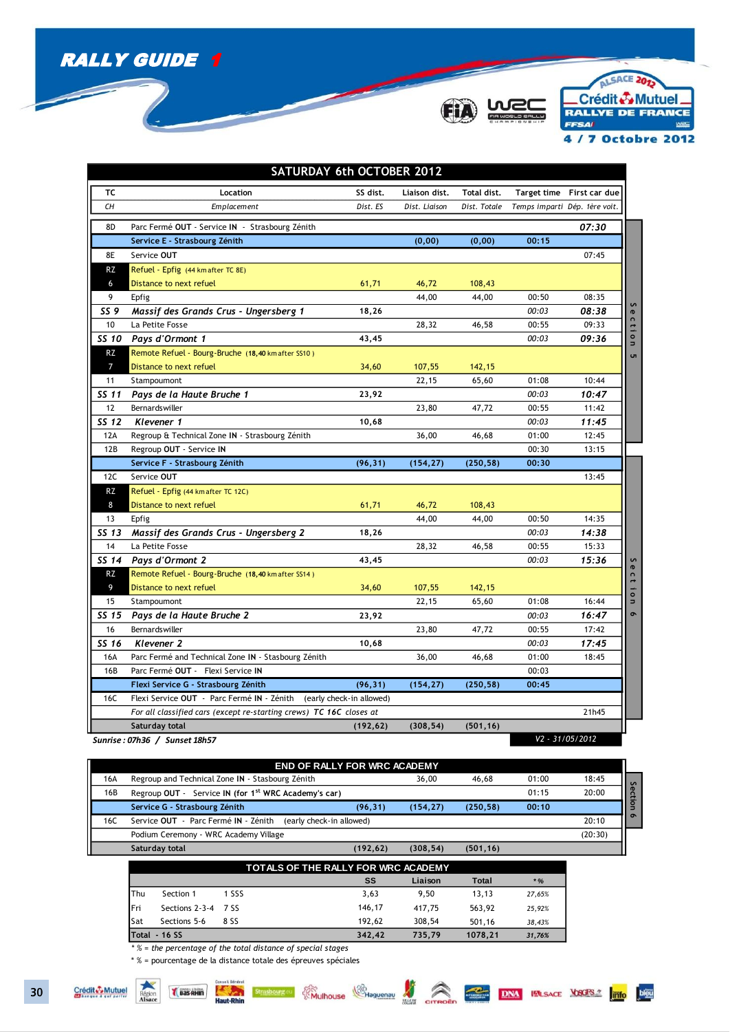# RALLY GUIDE 1

4 / 7 Octobre 2012

## SATURDAY 6th OCTOBER 2012

| TC / CH | Location / Emplacement | SS dist. / Dist. ES | Liaison dist. / Dist. Liaison | Total dist. / Dist. Totale | Target time / Temps imparti | First car due / Dép. 1ère voit. | |
|---|---|---|---|---|---|---|---|
| 8D | Parc Fermé **OUT** - Service **IN** - Strasbourg Zénith | | | | | ***07:30*** | |
| | **Service E - Strasbourg Zénith** | | **(0,00)** | **(0,00)** | **00:15** | | |
| 8E | Service **OUT** | | | | | 07:45 | Section 5 |
| RZ | Refuel - Epfig (44 km after TC 8E) | | | | | | Section 5 |
| 6 | Distance to next refuel | 61,71 | 46,72 | 108,43 | | | Section 5 |
| 9 | Epfig | | 44,00 | 44,00 | 00:50 | 08:35 | Section 5 |
| ***SS 9*** | ***Massif des Grands Crus - Ungersberg 1*** | **18,26** | | | *00:03* | ***08:38*** | Section 5 |
| 10 | La Petite Fosse | | 28,32 | 46,58 | 00:55 | 09:33 | Section 5 |
| ***SS 10*** | ***Pays d'Ormont 1*** | **43,45** | | | *00:03* | ***09:36*** | Section 5 |
| RZ | Remote Refuel - Bourg-Bruche (18,40 km after SS10) | | | | | | Section 5 |
| 7 | Distance to next refuel | 34,60 | 107,55 | 142,15 | | | Section 5 |
| 11 | Stampoumont | | 22,15 | 65,60 | 01:08 | 10:44 | Section 5 |
| ***SS 11*** | ***Pays de la Haute Bruche 1*** | **23,92** | | | *00:03* | ***10:47*** | Section 5 |
| 12 | Bernardswiller | | 23,80 | 47,72 | 00:55 | 11:42 | Section 5 |
| ***SS 12*** | ***Klevener 1*** | **10,68** | | | *00:03* | ***11:45*** | Section 5 |
| 12A | Regroup & Technical Zone **IN** - Strasbourg Zénith | | 36,00 | 46,68 | 01:00 | 12:45 | Section 5 |
| 12B | Regroup **OUT** - Service **IN** | | | | 00:30 | 13:15 | Section 5 |
| | **Service F - Strasbourg Zénith** | **(96,31)** | **(154,27)** | **(250,58)** | **00:30** | | |
| 12C | Service **OUT** | | | | | 13:45 | Section 6 |
| RZ | Refuel - Epfig (44 km after TC 12C) | | | | | | Section 6 |
| 8 | Distance to next refuel | 61,71 | 46,72 | 108,43 | | | Section 6 |
| 13 | Epfig | | 44,00 | 44,00 | 00:50 | 14:35 | Section 6 |
| ***SS 13*** | ***Massif des Grands Crus - Ungersberg 2*** | **18,26** | | | *00:03* | ***14:38*** | Section 6 |
| 14 | La Petite Fosse | | 28,32 | 46,58 | 00:55 | 15:33 | Section 6 |
| ***SS 14*** | ***Pays d'Ormont 2*** | **43,45** | | | *00:03* | ***15:36*** | Section 6 |
| RZ | Remote Refuel - Bourg-Bruche (18,40 km after SS14) | | | | | | Section 6 |
| 9 | Distance to next refuel | 34,60 | 107,55 | 142,15 | | | Section 6 |
| 15 | Stampoumont | | 22,15 | 65,60 | 01:08 | 16:44 | Section 6 |
| ***SS 15*** | ***Pays de la Haute Bruche 2*** | **23,92** | | | *00:03* | ***16:47*** | Section 6 |
| 16 | Bernardswiller | | 23,80 | 47,72 | 00:55 | 17:42 | Section 6 |
| ***SS 16*** | ***Klevener 2*** | **10,68** | | | *00:03* | ***17:45*** | Section 6 |
| 16A | Parc Fermé and Technical Zone **IN** - Stasbourg Zénith | | 36,00 | 46,68 | 01:00 | 18:45 | Section 6 |
| 16B | Parc Fermé **OUT** - Flexi Service **IN** | | | | 00:03 | | Section 6 |
| | **Flexi Service G - Strasbourg Zénith** | **(96,31)** | **(154,27)** | **(250,58)** | **00:45** | | |
| 16C | Flexi Service **OUT** - Parc Fermé **IN** - Zénith (early check-in allowed) | | | | | | |
| | *For all classified cars (except re-starting crews) TC 16C closes at* | | | | | 21h45 | |
| | **Saturday total** | **(192,62)** | **(308,54)** | **(501,16)** | | | |

*Sunrise : 07h36 / Sunset 18h57*

*V2 - 31/05/2012*

## END OF RALLY FOR WRC ACADEMY

| TC | Location | SS dist. | Liaison dist. | Total dist. | Target time | First car due | |
|---|---|---|---|---|---|---|---|
| 16A | Regroup and Technical Zone **IN** - Stasbourg Zénith | | 36,00 | 46,68 | 01:00 | 18:45 | Section 6 |
| 16B | Regroup **OUT** - Service **IN (for 1st WRC Academy's car)** | | | | 01:15 | 20:00 | Section 6 |
| | **Service G - Strasbourg Zénith** | **(96,31)** | **(154,27)** | **(250,58)** | **00:10** | | |
| 16C | Service **OUT** - Parc Fermé **IN** - Zénith (early check-in allowed) | | | | | 20:10 | |
| | Podium Ceremony - WRC Academy Village | | | | | (20:30) | |
| | **Saturday total** | **(192,62)** | **(308,54)** | **(501,16)** | | | |

## TOTALS OF THE RALLY FOR WRC ACADEMY

| | | | SS | Liaison | Total | * % |
|---|---|---|---|---|---|---|
| Thu | Section 1 | 1 SSS | 3,63 | 9,50 | 13,13 | *27,65%* |
| Fri | Sections 2-3-4 | 7 SS | 146,17 | 417,75 | 563,92 | *25,92%* |
| Sat | Sections 5-6 | 8 SS | 192,62 | 308,54 | 501,16 | *38,43%* |
| **Total - 16 SS** | | | **342,42** | **735,79** | **1078,21** | ***31,76%*** |

\* *% = the percentage of the total distance of special stages*

\* *% = pourcentage de la distance totale des épreuves spéciales*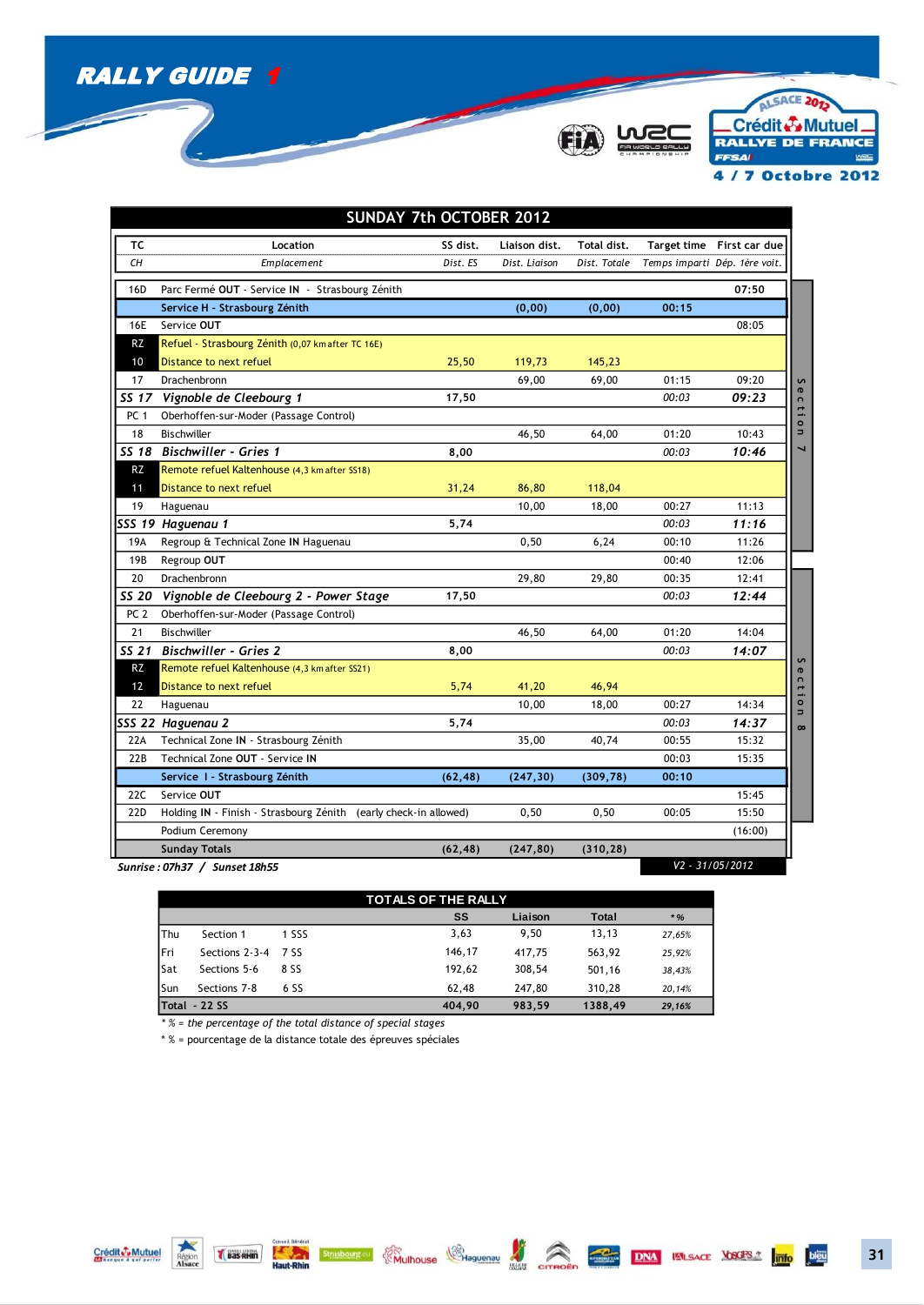# RALLY GUIDE 1

4 / 7 Octobre 2012

## SUNDAY 7th OCTOBER 2012

| TC<br>*CH* | Location<br>*Emplacement* | SS dist.<br>*Dist. ES* | Liaison dist.<br>*Dist. Liaison* | Total dist.<br>*Dist. Totale* | Target time<br>*Temps imparti* | First car due<br>*Dép. 1ère voit.* | |
|---|---|---|---|---|---|---|---|
| 16D | Parc Fermé **OUT** - Service **IN** - Strasbourg Zénith | | | | | 07:50 | |
| | **Service H - Strasbourg Zénith** | | **(0,00)** | **(0,00)** | **00:15** | | |
| 16E | Service **OUT** | | | | | 08:05 | Section 7 |
| RZ | Refuel - Strasbourg Zénith (0,07 km after TC 16E) | | | | | | Section 7 |
| 10 | Distance to next refuel | 25,50 | 119,73 | 145,23 | | | Section 7 |
| 17 | Drachenbronn | | 69,00 | 69,00 | 01:15 | 09:20 | Section 7 |
| ***SS 17*** | ***Vignoble de Cleebourg 1*** | **17,50** | | | *00:03* | ***09:23*** | Section 7 |
| PC 1 | Oberhoffen-sur-Moder (Passage Control) | | | | | | Section 7 |
| 18 | Bischwiller | | 46,50 | 64,00 | 01:20 | 10:43 | Section 7 |
| ***SS 18*** | ***Bischwiller - Gries 1*** | **8,00** | | | *00:03* | ***10:46*** | Section 7 |
| RZ | Remote refuel Kaltenhouse (4,3 km after SS18) | | | | | | Section 7 |
| 11 | Distance to next refuel | 31,24 | 86,80 | 118,04 | | | Section 7 |
| 19 | Haguenau | | 10,00 | 18,00 | 00:27 | 11:13 | Section 7 |
| ***SSS 19*** | ***Haguenau 1*** | **5,74** | | | *00:03* | ***11:16*** | Section 7 |
| 19A | Regroup & Technical Zone **IN** Haguenau | | 0,50 | 6,24 | 00:10 | 11:26 | Section 7 |
| 19B | Regroup **OUT** | | | | 00:40 | 12:06 | |
| 20 | Drachenbronn | | 29,80 | 29,80 | 00:35 | 12:41 | Section 8 |
| ***SS 20*** | ***Vignoble de Cleebourg 2 - Power Stage*** | **17,50** | | | *00:03* | ***12:44*** | Section 8 |
| PC 2 | Oberhoffen-sur-Moder (Passage Control) | | | | | | Section 8 |
| 21 | Bischwiller | | 46,50 | 64,00 | 01:20 | 14:04 | Section 8 |
| ***SS 21*** | ***Bischwiller - Gries 2*** | **8,00** | | | *00:03* | ***14:07*** | Section 8 |
| RZ | Remote refuel Kaltenhouse (4,3 km after SS21) | | | | | | Section 8 |
| 12 | Distance to next refuel | 5,74 | 41,20 | 46,94 | | | Section 8 |
| 22 | Haguenau | | 10,00 | 18,00 | 00:27 | 14:34 | Section 8 |
| ***SSS 22*** | ***Haguenau 2*** | **5,74** | | | *00:03* | ***14:37*** | Section 8 |
| 22A | Technical Zone **IN** - Strasbourg Zénith | | 35,00 | 40,74 | 00:55 | 15:32 | Section 8 |
| 22B | Technical Zone **OUT** - Service **IN** | | | | 00:03 | 15:35 | Section 8 |
| | **Service I - Strasbourg Zénith** | **(62,48)** | **(247,30)** | **(309,78)** | **00:10** | | |
| 22C | Service **OUT** | | | | | 15:45 | |
| 22D | Holding **IN** - Finish - Strasbourg Zénith (early check-in allowed) | | 0,50 | 0,50 | 00:05 | 15:50 | |
| | Podium Ceremony | | | | | (16:00) | |
| | **Sunday Totals** | **(62,48)** | **(247,80)** | **(310,28)** | | | |

***Sunrise : 07h37 / Sunset 18h55***

*V2 - 31/05/2012*

## TOTALS OF THE RALLY

| | | | SS | Liaison | Total | * % |
|---|---|---|---|---|---|---|
| Thu | Section 1 | 1 SSS | 3,63 | 9,50 | 13,13 | *27,65%* |
| Fri | Sections 2-3-4 | 7 SS | 146,17 | 417,75 | 563,92 | *25,92%* |
| Sat | Sections 5-6 | 8 SS | 192,62 | 308,54 | 501,16 | *38,43%* |
| Sun | Sections 7-8 | 6 SS | 62,48 | 247,80 | 310,28 | *20,14%* |
| **Total - 22 SS** | | | **404,90** | **983,59** | **1388,49** | ***29,16%*** |

* *% = the percentage of the total distance of special stages*

* % = pourcentage de la distance totale des épreuves spéciales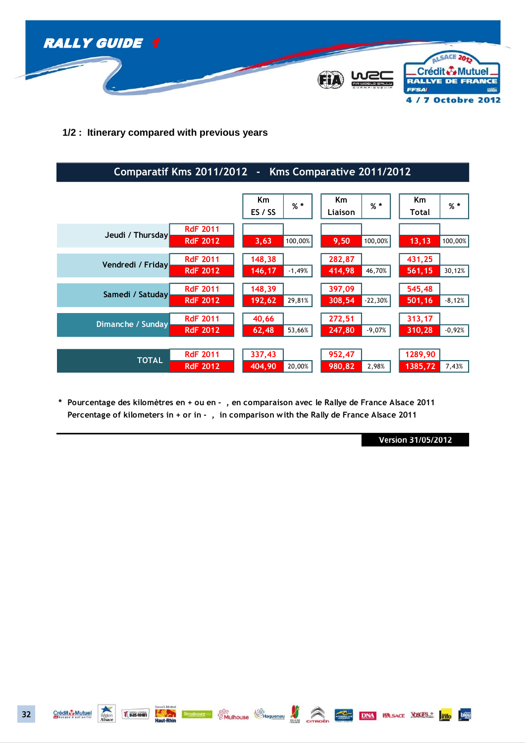### 1/2 : Itinerary compared with previous years

| Comparatif Kms 2011/2012 - Kms Comparative 2011/2012 | | | | | | | |
|---|---|---|---|---|---|---|---|
| | | Km ES / SS | % * | Km Liaison | % * | Km Total | % * |
| Jeudi / Thursday | RdF 2011 | | | | | | |
| | RdF 2012 | 3,63 | 100,00% | 9,50 | 100,00% | 13,13 | 100,00% |
| Vendredi / Friday | RdF 2011 | 148,38 | | 282,87 | | 431,25 | |
| | RdF 2012 | 146,17 | -1,49% | 414,98 | 46,70% | 561,15 | 30,12% |
| Samedi / Satuday | RdF 2011 | 148,39 | | 397,09 | | 545,48 | |
| | RdF 2012 | 192,62 | 29,81% | 308,54 | -22,30% | 501,16 | -8,12% |
| Dimanche / Sunday | RdF 2011 | 40,66 | | 272,51 | | 313,17 | |
| | RdF 2012 | 62,48 | 53,66% | 247,80 | -9,07% | 310,28 | -0,92% |
| TOTAL | RdF 2011 | 337,43 | | 952,47 | | 1289,90 | |
| | RdF 2012 | 404,90 | 20,00% | 980,82 | 2,98% | 1385,72 | 7,43% |

\* Pourcentage des kilomètres en + ou en - , en comparaison avec le Rallye de France Alsace 2011
Percentage of kilometers in + or in - , in comparison with the Rally de France Alsace 2011

Version 31/05/2012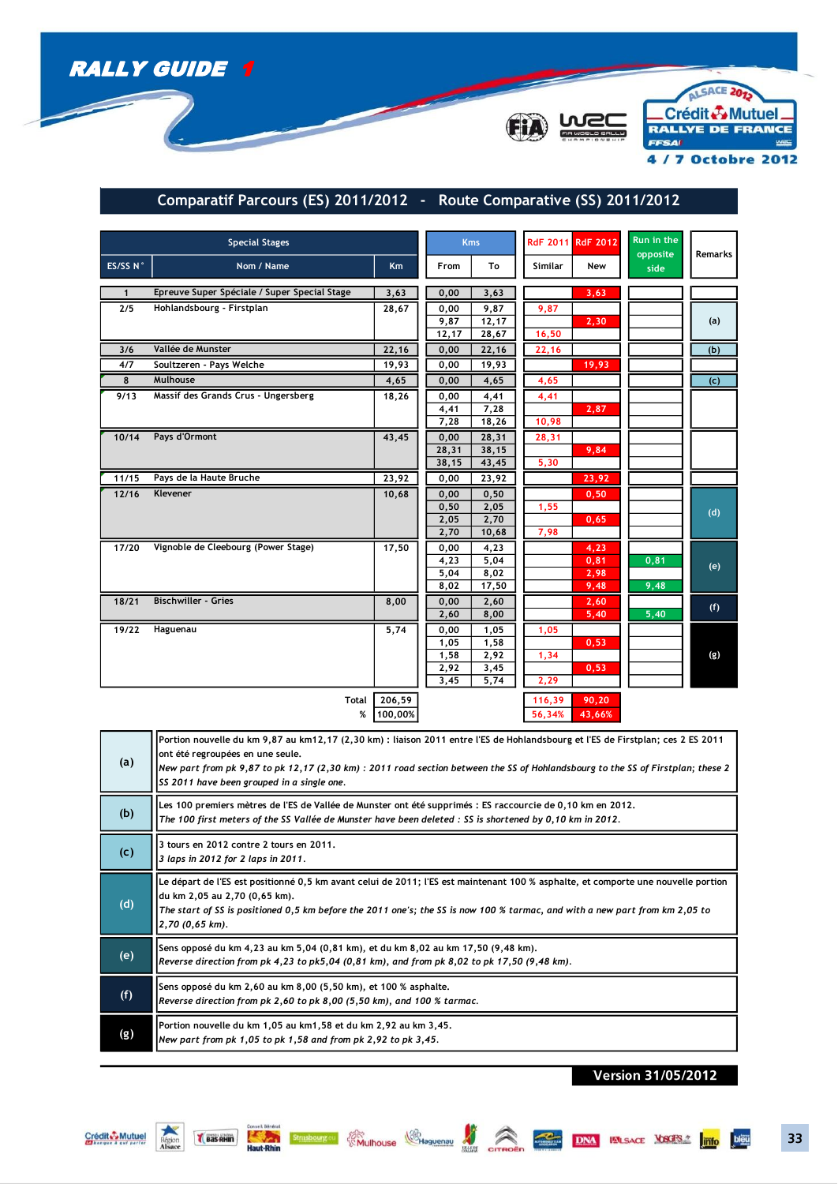# RALLY GUIDE 1

ALSACE 2012 — Crédit Mutuel RALLYE DE FRANCE — FFSA

4 / 7 Octobre 2012

## Comparatif Parcours (ES) 2011/2012 - Route Comparative (SS) 2011/2012

| Special Stages | | | Kms | | RdF 2011 | RdF 2012 | Run in the opposite side | Remarks |
|---|---|---|---|---|---|---|---|---|
| ES/SS N° | Nom / Name | Km | From | To | Similar | New | | |
| 1 | Epreuve Super Spéciale / Super Special Stage | 3,63 | 0,00 | 3,63 | | 3,63 | | |
| 2/5 | Hohlandsbourg - Firstplan | 28,67 | 0,00 | 9,87 | 9,87 | | | (a) |
| | | | 9,87 | 12,17 | | 2,30 | | |
| | | | 12,17 | 28,67 | 16,50 | | | |
| 3/6 | Vallée de Munster | 22,16 | 0,00 | 22,16 | 22,16 | | | (b) |
| 4/7 | Soultzeren - Pays Welche | 19,93 | 0,00 | 19,93 | | 19,93 | | |
| 8 | Mulhouse | 4,65 | 0,00 | 4,65 | 4,65 | | | (c) |
| 9/13 | Massif des Grands Crus - Ungersberg | 18,26 | 0,00 | 4,41 | 4,41 | | | |
| | | | 4,41 | 7,28 | | 2,87 | | |
| | | | 7,28 | 18,26 | 10,98 | | | |
| 10/14 | Pays d'Ormont | 43,45 | 0,00 | 28,31 | 28,31 | | | |
| | | | 28,31 | 38,15 | | 9,84 | | |
| | | | 38,15 | 43,45 | 5,30 | | | |
| 11/15 | Pays de la Haute Bruche | 23,92 | 0,00 | 23,92 | | 23,92 | | |
| 12/16 | Klevener | 10,68 | 0,00 | 0,50 | | 0,50 | | (d) |
| | | | 0,50 | 2,05 | 1,55 | | | |
| | | | 2,05 | 2,70 | | 0,65 | | |
| | | | 2,70 | 10,68 | 7,98 | | | |
| 17/20 | Vignoble de Cleebourg (Power Stage) | 17,50 | 0,00 | 4,23 | | 4,23 | | (e) |
| | | | 4,23 | 5,04 | | 0,81 | 0,81 | |
| | | | 5,04 | 8,02 | | 2,98 | | |
| | | | 8,02 | 17,50 | | 9,48 | 9,48 | |
| 18/21 | Bischwiller - Gries | 8,00 | 0,00 | 2,60 | | 2,60 | | (f) |
| | | | 2,60 | 8,00 | | 5,40 | 5,40 | |
| 19/22 | Haguenau | 5,74 | 0,00 | 1,05 | 1,05 | | | (g) |
| | | | 1,05 | 1,58 | | 0,53 | | |
| | | | 1,58 | 2,92 | 1,34 | | | |
| | | | 2,92 | 3,45 | | 0,53 | | |
| | | | 3,45 | 5,74 | 2,29 | | | |
| | Total | 206,59 | | | 116,39 | 90,20 | | |
| | % | 100,00% | | | 56,34% | 43,66% | | |

| | |
|---|---|
| (a) | Portion nouvelle du km 9,87 au km12,17 (2,30 km) : liaison 2011 entre l'ES de Hohlandsbourg et l'ES de Firstplan; ces 2 ES 2011 ont été regroupées en une seule.<br>*New part from pk 9,87 to pk 12,17 (2,30 km) : 2011 road section between the SS of Hohlandsbourg to the SS of Firstplan; these 2 SS 2011 have been grouped in a single one.* |
| (b) | Les 100 premiers mètres de l'ES de Vallée de Munster ont été supprimés : ES raccourcie de 0,10 km en 2012.<br>*The 100 first meters of the SS Vallée de Munster have been deleted : SS is shortened by 0,10 km in 2012.* |
| (c) | 3 tours en 2012 contre 2 tours en 2011.<br>*3 laps in 2012 for 2 laps in 2011.* |
| (d) | Le départ de l'ES est positionné 0,5 km avant celui de 2011; l'ES est maintenant 100 % asphalte, et comporte une nouvelle portion du km 2,05 au 2,70 (0,65 km).<br>*The start of SS is positioned 0,5 km before the 2011 one's; the SS is now 100 % tarmac, and with a new part from km 2,05 to 2,70 (0,65 km).* |
| (e) | Sens opposé du km 4,23 au km 5,04 (0,81 km), et du km 8,02 au km 17,50 (9,48 km).<br>*Reverse direction from pk 4,23 to pk5,04 (0,81 km), and from pk 8,02 to pk 17,50 (9,48 km).* |
| (f) | Sens opposé du km 2,60 au km 8,00 (5,50 km), et 100 % asphalte.<br>*Reverse direction from pk 2,60 to pk 8,00 (5,50 km), and 100 % tarmac.* |
| (g) | Portion nouvelle du km 1,05 au km1,58 et du km 2,92 au km 3,45.<br>*New part from pk 1,05 to pk 1,58 and from pk 2,92 to pk 3,45.* |

**Version 31/05/2012**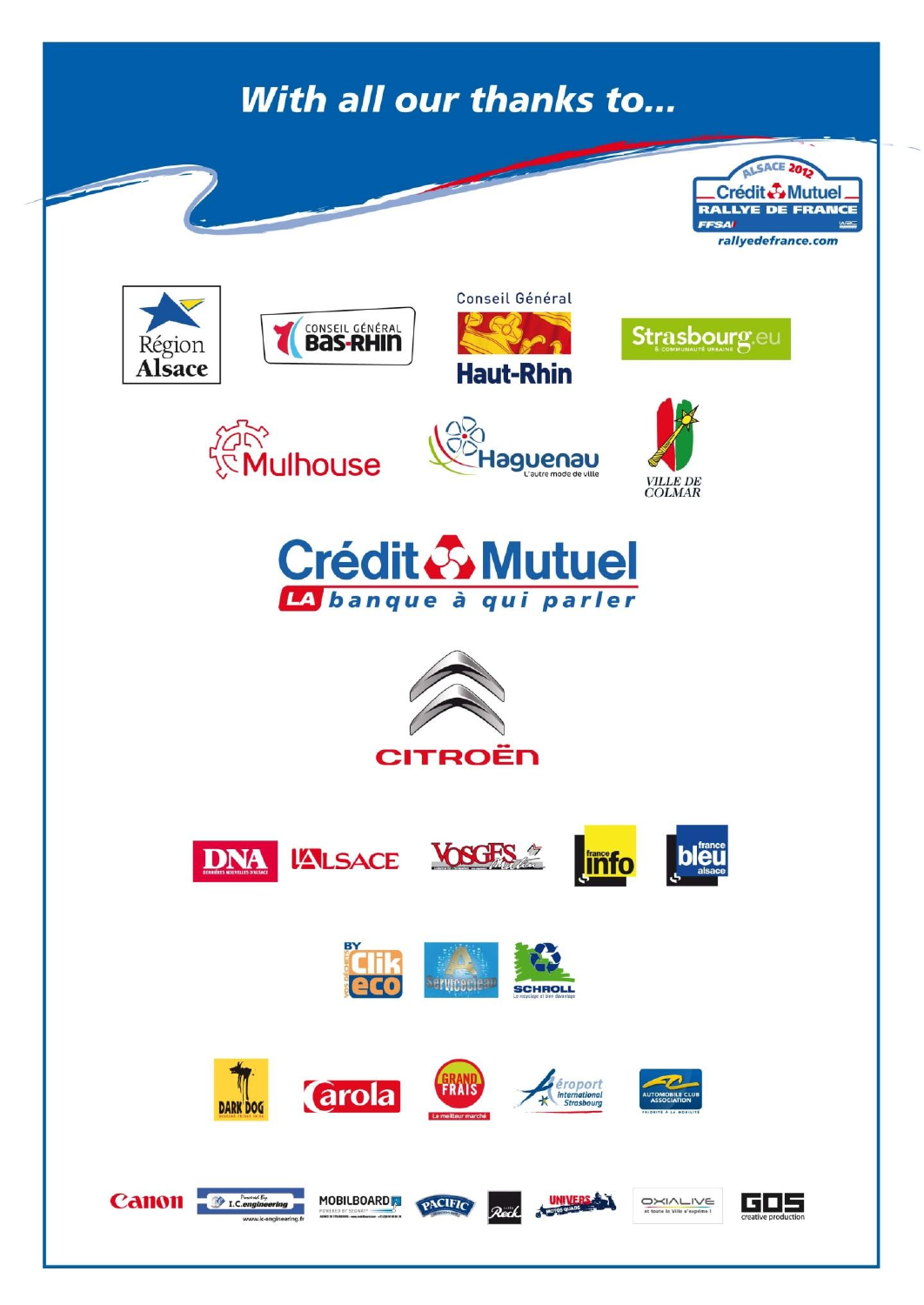# With all our thanks to...

ALSACE 2012
Crédit Mutuel
RALLYE DE FRANCE
FFSA
rallyedefrance.com

Région Alsace

CONSEIL GÉNÉRAL BAS-RHIN

Conseil Général Haut-Rhin

Strasbourg.eu

Mulhouse

Haguenau
L'autre mode de ville

VILLE DE COLMAR

Crédit Mutuel
LA banque à qui parler

CITROËN

DNA

L'ALSACE

VOSGES Matin

france info

france bleu alsace

Clik eco

Serviceclean

SCHROLL

DARK DOG

Carola

GRAND FRAIS
Le meilleur marché

Aéroport International Strasbourg

AUTOMOBILE CLUB ASSOCIATION

Canon

I.C.engineering
www.ic-engineering.fr

MOBILBOARD

PACIFIC

Reck

UNIVERS MOTOS QUADS

OXIALIVE

GDS
creative production